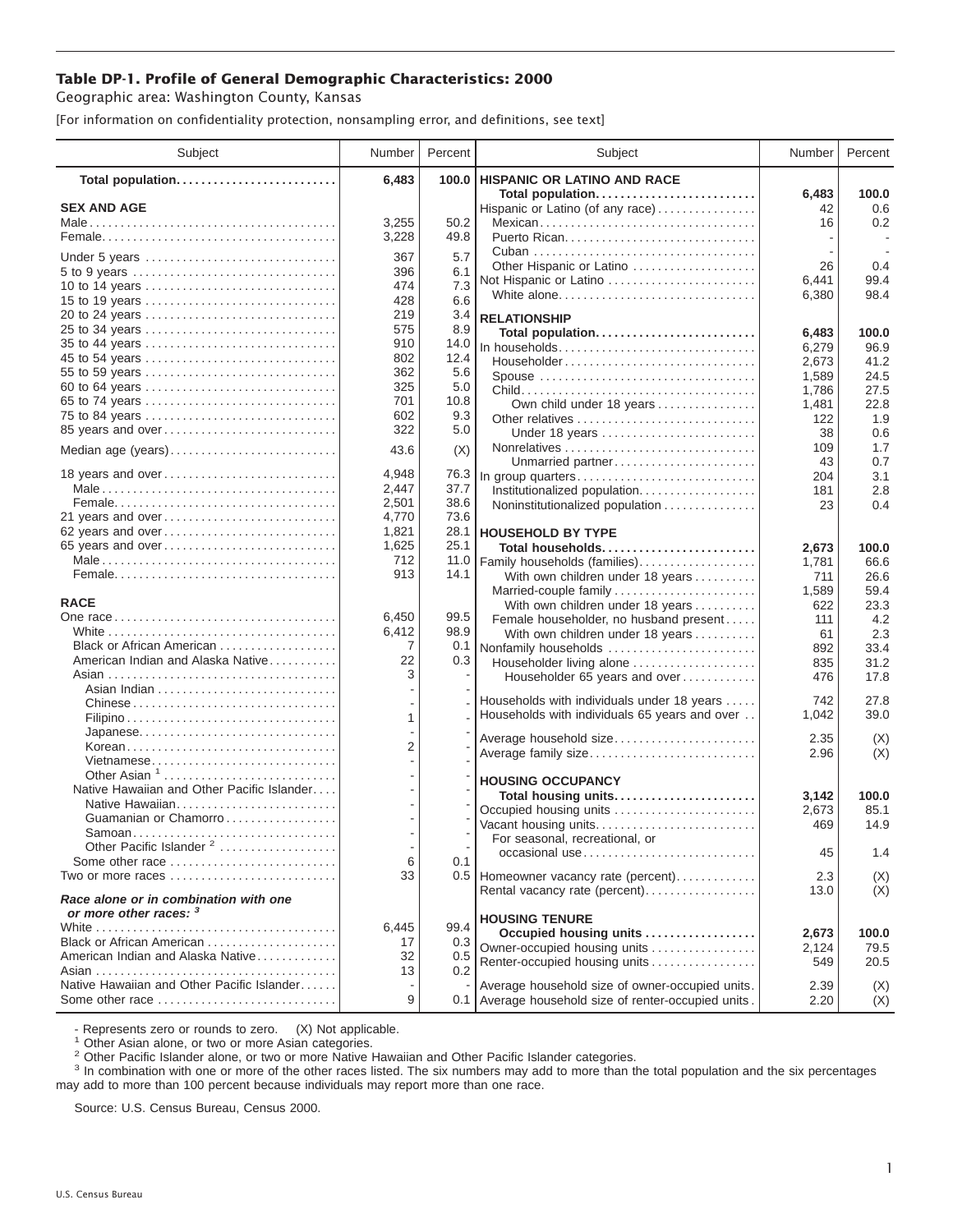# Table DP-1. Profile of General Demographic Characteristics: 2000

Geographic area: Washington County, Kansas

[For information on confidentiality protection, nonsampling error, and definitions, see text]

| Subject | Number | Percent |
|---|---|---|
| **Total population** | **6,483** | **100.0** |
| **SEX AND AGE** | | |
| Male | 3,255 | 50.2 |
| Female | 3,228 | 49.8 |
| Under 5 years | 367 | 5.7 |
| 5 to 9 years | 396 | 6.1 |
| 10 to 14 years | 474 | 7.3 |
| 15 to 19 years | 428 | 6.6 |
| 20 to 24 years | 219 | 3.4 |
| 25 to 34 years | 575 | 8.9 |
| 35 to 44 years | 910 | 14.0 |
| 45 to 54 years | 802 | 12.4 |
| 55 to 59 years | 362 | 5.6 |
| 60 to 64 years | 325 | 5.0 |
| 65 to 74 years | 701 | 10.8 |
| 75 to 84 years | 602 | 9.3 |
| 85 years and over | 322 | 5.0 |
| Median age (years) | 43.6 | (X) |
| 18 years and over | 4,948 | 76.3 |
| Male | 2,447 | 37.7 |
| Female | 2,501 | 38.6 |
| 21 years and over | 4,770 | 73.6 |
| 62 years and over | 1,821 | 28.1 |
| 65 years and over | 1,625 | 25.1 |
| Male | 712 | 11.0 |
| Female | 913 | 14.1 |
| **RACE** | | |
| One race | 6,450 | 99.5 |
| White | 6,412 | 98.9 |
| Black or African American | 7 | 0.1 |
| American Indian and Alaska Native | 22 | 0.3 |
| Asian | 3 | - |
| Asian Indian | - | - |
| Chinese | - | - |
| Filipino | 1 | - |
| Japanese | - | - |
| Korean | 2 | - |
| Vietnamese | - | - |
| Other Asian [1] | - | - |
| Native Hawaiian and Other Pacific Islander | - | - |
| Native Hawaiian | - | - |
| Guamanian or Chamorro | - | - |
| Samoan | - | - |
| Other Pacific Islander [2] | - | - |
| Some other race | 6 | 0.1 |
| Two or more races | 33 | 0.5 |
| ***Race alone or in combination with one or more other races:* [3]** | | |
| White | 6,445 | 99.4 |
| Black or African American | 17 | 0.3 |
| American Indian and Alaska Native | 32 | 0.5 |
| Asian | 13 | 0.2 |
| Native Hawaiian and Other Pacific Islander | - | - |
| Some other race | 9 | 0.1 |
| **HISPANIC OR LATINO AND RACE** | | |
| **Total population** | **6,483** | **100.0** |
| Hispanic or Latino (of any race) | 42 | 0.6 |
| Mexican | 16 | 0.2 |
| Puerto Rican | - | - |
| Cuban | - | - |
| Other Hispanic or Latino | 26 | 0.4 |
| Not Hispanic or Latino | 6,441 | 99.4 |
| White alone | 6,380 | 98.4 |
| **RELATIONSHIP** | | |
| **Total population** | **6,483** | **100.0** |
| In households | 6,279 | 96.9 |
| Householder | 2,673 | 41.2 |
| Spouse | 1,589 | 24.5 |
| Child | 1,786 | 27.5 |
| Own child under 18 years | 1,481 | 22.8 |
| Other relatives | 122 | 1.9 |
| Under 18 years | 38 | 0.6 |
| Nonrelatives | 109 | 1.7 |
| Unmarried partner | 43 | 0.7 |
| In group quarters | 204 | 3.1 |
| Institutionalized population | 181 | 2.8 |
| Noninstitutionalized population | 23 | 0.4 |
| **HOUSEHOLD BY TYPE** | | |
| **Total households** | **2,673** | **100.0** |
| Family households (families) | 1,781 | 66.6 |
| With own children under 18 years | 711 | 26.6 |
| Married-couple family | 1,589 | 59.4 |
| With own children under 18 years | 622 | 23.3 |
| Female householder, no husband present | 111 | 4.2 |
| With own children under 18 years | 61 | 2.3 |
| Nonfamily households | 892 | 33.4 |
| Householder living alone | 835 | 31.2 |
| Householder 65 years and over | 476 | 17.8 |
| Households with individuals under 18 years | 742 | 27.8 |
| Households with individuals 65 years and over | 1,042 | 39.0 |
| Average household size | 2.35 | (X) |
| Average family size | 2.96 | (X) |
| **HOUSING OCCUPANCY** | | |
| **Total housing units** | **3,142** | **100.0** |
| Occupied housing units | 2,673 | 85.1 |
| Vacant housing units | 469 | 14.9 |
| For seasonal, recreational, or occasional use | 45 | 1.4 |
| Homeowner vacancy rate (percent) | 2.3 | (X) |
| Rental vacancy rate (percent) | 13.0 | (X) |
| **HOUSING TENURE** | | |
| **Occupied housing units** | **2,673** | **100.0** |
| Owner-occupied housing units | 2,124 | 79.5 |
| Renter-occupied housing units | 549 | 20.5 |
| Average household size of owner-occupied units | 2.39 | (X) |
| Average household size of renter-occupied units | 2.20 | (X) |

- Represents zero or rounds to zero. (X) Not applicable.

[1] Other Asian alone, or two or more Asian categories.

[2] Other Pacific Islander alone, or two or more Native Hawaiian and Other Pacific Islander categories.

[3] In combination with one or more of the other races listed. The six numbers may add to more than the total population and the six percentages may add to more than 100 percent because individuals may report more than one race.

Source: U.S. Census Bureau, Census 2000.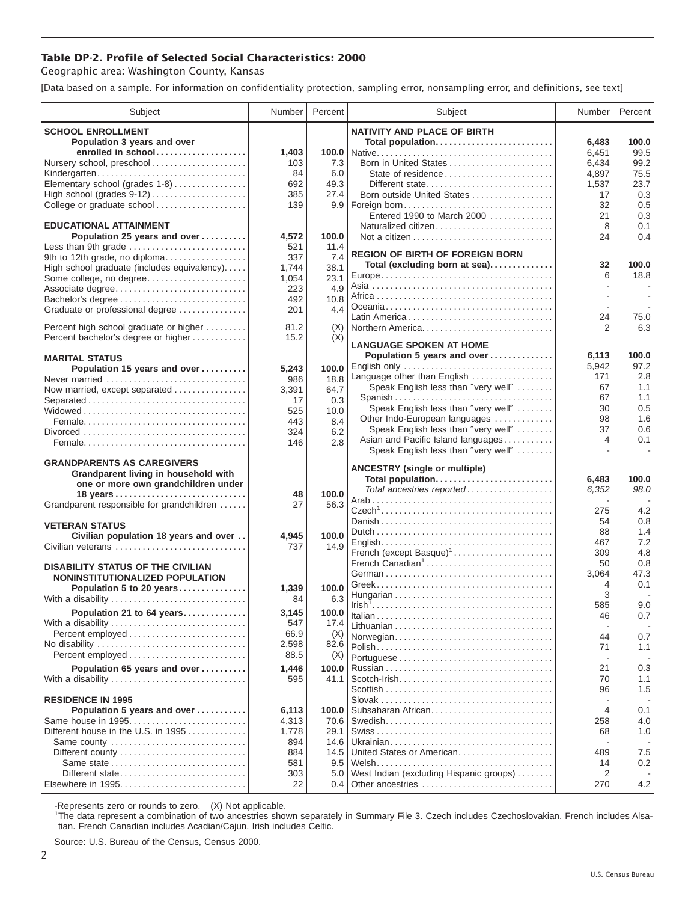## Table DP-2. Profile of Selected Social Characteristics: 2000

Geographic area: Washington County, Kansas

[Data based on a sample. For information on confidentiality protection, sampling error, nonsampling error, and definitions, see text]

| Subject | Number | Percent |
|---|---|---|
| **SCHOOL ENROLLMENT** | | |
| **Population 3 years and over enrolled in school** | **1,403** | **100.0** |
| Nursery school, preschool | 103 | 7.3 |
| Kindergarten | 84 | 6.0 |
| Elementary school (grades 1-8) | 692 | 49.3 |
| High school (grades 9-12) | 385 | 27.4 |
| College or graduate school | 139 | 9.9 |
| **EDUCATIONAL ATTAINMENT** | | |
| **Population 25 years and over** | **4,572** | **100.0** |
| Less than 9th grade | 521 | 11.4 |
| 9th to 12th grade, no diploma | 337 | 7.4 |
| High school graduate (includes equivalency) | 1,744 | 38.1 |
| Some college, no degree | 1,054 | 23.1 |
| Associate degree | 223 | 4.9 |
| Bachelor's degree | 492 | 10.8 |
| Graduate or professional degree | 201 | 4.4 |
| Percent high school graduate or higher | 81.2 | (X) |
| Percent bachelor's degree or higher | 15.2 | (X) |
| **MARITAL STATUS** | | |
| **Population 15 years and over** | **5,243** | **100.0** |
| Never married | 986 | 18.8 |
| Now married, except separated | 3,391 | 64.7 |
| Separated | 17 | 0.3 |
| Widowed | 525 | 10.0 |
| Female | 443 | 8.4 |
| Divorced | 324 | 6.2 |
| Female | 146 | 2.8 |
| **GRANDPARENTS AS CAREGIVERS** | | |
| **Grandparent living in household with one or more own grandchildren under 18 years** | **48** | **100.0** |
| Grandparent responsible for grandchildren | 27 | 56.3 |
| **VETERAN STATUS** | | |
| **Civilian population 18 years and over** | **4,945** | **100.0** |
| Civilian veterans | 737 | 14.9 |
| **DISABILITY STATUS OF THE CIVILIAN NONINSTITUTIONALIZED POPULATION** | | |
| **Population 5 to 20 years** | **1,339** | **100.0** |
| With a disability | 84 | 6.3 |
| **Population 21 to 64 years** | **3,145** | **100.0** |
| With a disability | 547 | 17.4 |
| Percent employed | 66.9 | (X) |
| No disability | 2,598 | 82.6 |
| Percent employed | 88.5 | (X) |
| **Population 65 years and over** | **1,446** | **100.0** |
| With a disability | 595 | 41.1 |
| **RESIDENCE IN 1995** | | |
| **Population 5 years and over** | **6,113** | **100.0** |
| Same house in 1995 | 4,313 | 70.6 |
| Different house in the U.S. in 1995 | 1,778 | 29.1 |
| Same county | 894 | 14.6 |
| Different county | 884 | 14.5 |
| Same state | 581 | 9.5 |
| Different state | 303 | 5.0 |
| Elsewhere in 1995 | 22 | 0.4 |

| Subject | Number | Percent |
|---|---|---|
| **NATIVITY AND PLACE OF BIRTH** | | |
| **Total population** | **6,483** | **100.0** |
| Native | 6,451 | 99.5 |
| Born in United States | 6,434 | 99.2 |
| State of residence | 4,897 | 75.5 |
| Different state | 1,537 | 23.7 |
| Born outside United States | 17 | 0.3 |
| Foreign born | 32 | 0.5 |
| Entered 1990 to March 2000 | 21 | 0.3 |
| Naturalized citizen | 8 | 0.1 |
| Not a citizen | 24 | 0.4 |
| **REGION OF BIRTH OF FOREIGN BORN** | | |
| **Total (excluding born at sea)** | **32** | **100.0** |
| Europe | 6 | 18.8 |
| Asia | - | - |
| Africa | - | - |
| Oceania | - | - |
| Latin America | 24 | 75.0 |
| Northern America | 2 | 6.3 |
| **LANGUAGE SPOKEN AT HOME** | | |
| **Population 5 years and over** | **6,113** | **100.0** |
| English only | 5,942 | 97.2 |
| Language other than English | 171 | 2.8 |
| Speak English less than "very well" | 67 | 1.1 |
| Spanish | 67 | 1.1 |
| Speak English less than "very well" | 30 | 0.5 |
| Other Indo-European languages | 98 | 1.6 |
| Speak English less than "very well" | 37 | 0.6 |
| Asian and Pacific Island languages | 4 | 0.1 |
| Speak English less than "very well" | - | - |
| **ANCESTRY (single or multiple)** | | |
| **Total population** | **6,483** | **100.0** |
| *Total ancestries reported* | *6,352* | *98.0* |
| Arab | - | - |
| Czech[1] | 275 | 4.2 |
| Danish | 54 | 0.8 |
| Dutch | 88 | 1.4 |
| English | 467 | 7.2 |
| French (except Basque)[1] | 309 | 4.8 |
| French Canadian[1] | 50 | 0.8 |
| German | 3,064 | 47.3 |
| Greek | 4 | 0.1 |
| Hungarian | 3 | - |
| Irish[1] | 585 | 9.0 |
| Italian | 46 | 0.7 |
| Lithuanian | - | - |
| Norwegian | 44 | 0.7 |
| Polish | 71 | 1.1 |
| Portuguese | - | - |
| Russian | 21 | 0.3 |
| Scotch-Irish | 70 | 1.1 |
| Scottish | 96 | 1.5 |
| Slovak | - | - |
| Subsaharan African | 4 | 0.1 |
| Swedish | 258 | 4.0 |
| Swiss | 68 | 1.0 |
| Ukrainian | - | - |
| United States or American | 489 | 7.5 |
| Welsh | 14 | 0.2 |
| West Indian (excluding Hispanic groups) | 2 | - |
| Other ancestries | 270 | 4.2 |

-Represents zero or rounds to zero. (X) Not applicable.

[1]The data represent a combination of two ancestries shown separately in Summary File 3. Czech includes Czechoslovakian. French includes Alsatian. French Canadian includes Acadian/Cajun. Irish includes Celtic.

Source: U.S. Bureau of the Census, Census 2000.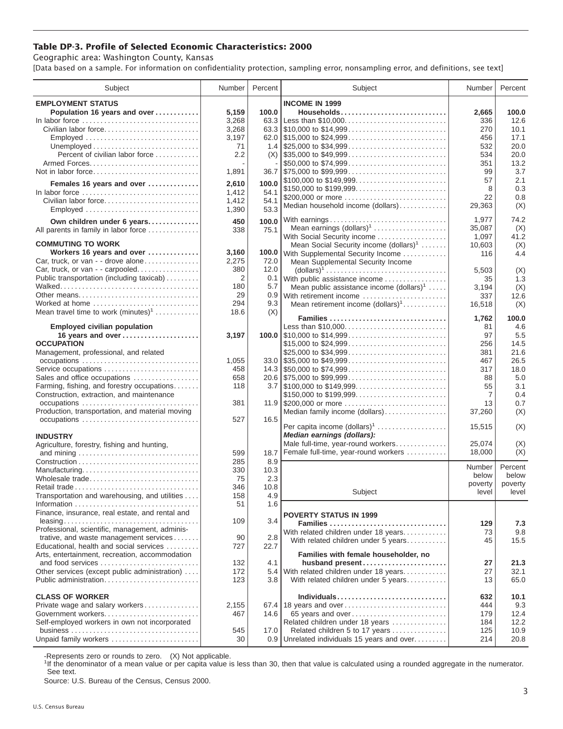# Table DP-3. Profile of Selected Economic Characteristics: 2000

Geographic area: Washington County, Kansas

[Data based on a sample. For information on confidentiality protection, sampling error, nonsampling error, and definitions, see text]

| Subject | Number | Percent |
|---|---|---|
| **EMPLOYMENT STATUS** | | |
| **Population 16 years and over** | **5,159** | **100.0** |
| In labor force | 3,268 | 63.3 |
| Civilian labor force | 3,268 | 63.3 |
| Employed | 3,197 | 62.0 |
| Unemployed | 71 | 1.4 |
| Percent of civilian labor force | 2.2 | (X) |
| Armed Forces | - | - |
| Not in labor force | 1,891 | 36.7 |
| **Females 16 years and over** | **2,610** | **100.0** |
| In labor force | 1,412 | 54.1 |
| Civilian labor force | 1,412 | 54.1 |
| Employed | 1,390 | 53.3 |
| **Own children under 6 years** | **450** | **100.0** |
| All parents in family in labor force | 338 | 75.1 |
| **COMMUTING TO WORK** | | |
| **Workers 16 years and over** | **3,160** | **100.0** |
| Car, truck, or van - - drove alone | 2,275 | 72.0 |
| Car, truck, or van - - carpooled | 380 | 12.0 |
| Public transportation (including taxicab) | 2 | 0.1 |
| Walked | 180 | 5.7 |
| Other means | 29 | 0.9 |
| Worked at home | 294 | 9.3 |
| Mean travel time to work (minutes)[1] | 18.6 | (X) |
| **Employed civilian population 16 years and over** | **3,197** | **100.0** |
| **OCCUPATION** | | |
| Management, professional, and related occupations | 1,055 | 33.0 |
| Service occupations | 458 | 14.3 |
| Sales and office occupations | 658 | 20.6 |
| Farming, fishing, and forestry occupations | 118 | 3.7 |
| Construction, extraction, and maintenance occupations | 381 | 11.9 |
| Production, transportation, and material moving occupations | 527 | 16.5 |
| **INDUSTRY** | | |
| Agriculture, forestry, fishing and hunting, and mining | 599 | 18.7 |
| Construction | 285 | 8.9 |
| Manufacturing | 330 | 10.3 |
| Wholesale trade | 75 | 2.3 |
| Retail trade | 346 | 10.8 |
| Transportation and warehousing, and utilities | 158 | 4.9 |
| Information | 51 | 1.6 |
| Finance, insurance, real estate, and rental and leasing | 109 | 3.4 |
| Professional, scientific, management, administrative, and waste management services | 90 | 2.8 |
| Educational, health and social services | 727 | 22.7 |
| Arts, entertainment, recreation, accommodation and food services | 132 | 4.1 |
| Other services (except public administration) | 172 | 5.4 |
| Public administration | 123 | 3.8 |
| **CLASS OF WORKER** | | |
| Private wage and salary workers | 2,155 | 67.4 |
| Government workers | 467 | 14.6 |
| Self-employed workers in own not incorporated business | 545 | 17.0 |
| Unpaid family workers | 30 | 0.9 |

| Subject | Number | Percent |
|---|---|---|
| **INCOME IN 1999** | | |
| **Households** | **2,665** | **100.0** |
| Less than $10,000 | 336 | 12.6 |
| $10,000 to $14,999 | 270 | 10.1 |
| $15,000 to $24,999 | 456 | 17.1 |
| $25,000 to $34,999 | 532 | 20.0 |
| $35,000 to $49,999 | 534 | 20.0 |
| $50,000 to $74,999 | 351 | 13.2 |
| $75,000 to $99,999 | 99 | 3.7 |
| $100,000 to $149,999 | 57 | 2.1 |
| $150,000 to $199,999 | 8 | 0.3 |
| $200,000 or more | 22 | 0.8 |
| Median household income (dollars) | 29,363 | (X) |
| With earnings | 1,977 | 74.2 |
| Mean earnings (dollars)[1] | 35,087 | (X) |
| With Social Security income | 1,097 | 41.2 |
| Mean Social Security income (dollars)[1] | 10,603 | (X) |
| With Supplemental Security Income | 116 | 4.4 |
| Mean Supplemental Security Income (dollars)[1] | 5,503 | (X) |
| With public assistance income | 35 | 1.3 |
| Mean public assistance income (dollars)[1] | 3,194 | (X) |
| With retirement income | 337 | 12.6 |
| Mean retirement income (dollars)[1] | 16,518 | (X) |
| **Families** | **1,762** | **100.0** |
| Less than $10,000 | 81 | 4.6 |
| $10,000 to $14,999 | 97 | 5.5 |
| $15,000 to $24,999 | 256 | 14.5 |
| $25,000 to $34,999 | 381 | 21.6 |
| $35,000 to $49,999 | 467 | 26.5 |
| $50,000 to $74,999 | 317 | 18.0 |
| $75,000 to $99,999 | 88 | 5.0 |
| $100,000 to $149,999 | 55 | 3.1 |
| $150,000 to $199,999 | 7 | 0.4 |
| $200,000 or more | 13 | 0.7 |
| Median family income (dollars) | 37,260 | (X) |
| Per capita income (dollars)[1] | 15,515 | (X) |
| ***Median earnings (dollars):*** | | |
| Male full-time, year-round workers | 25,074 | (X) |
| Female full-time, year-round workers | 18,000 | (X) |

| Subject | Number below poverty level | Percent below poverty level |
|---|---|---|
| **POVERTY STATUS IN 1999** | | |
| **Families** | **129** | **7.3** |
| With related children under 18 years | 73 | 9.8 |
| With related children under 5 years | 45 | 15.5 |
| **Families with female householder, no husband present** | **27** | **21.3** |
| With related children under 18 years | 27 | 32.1 |
| With related children under 5 years | 13 | 65.0 |
| **Individuals** | **632** | **10.1** |
| 18 years and over | 444 | 9.3 |
| 65 years and over | 179 | 12.4 |
| Related children under 18 years | 184 | 12.2 |
| Related children 5 to 17 years | 125 | 10.9 |
| Unrelated individuals 15 years and over | 214 | 20.8 |

-Represents zero or rounds to zero. (X) Not applicable.

[1]If the denominator of a mean value or per capita value is less than 30, then that value is calculated using a rounded aggregate in the numerator. See text.

Source: U.S. Bureau of the Census, Census 2000.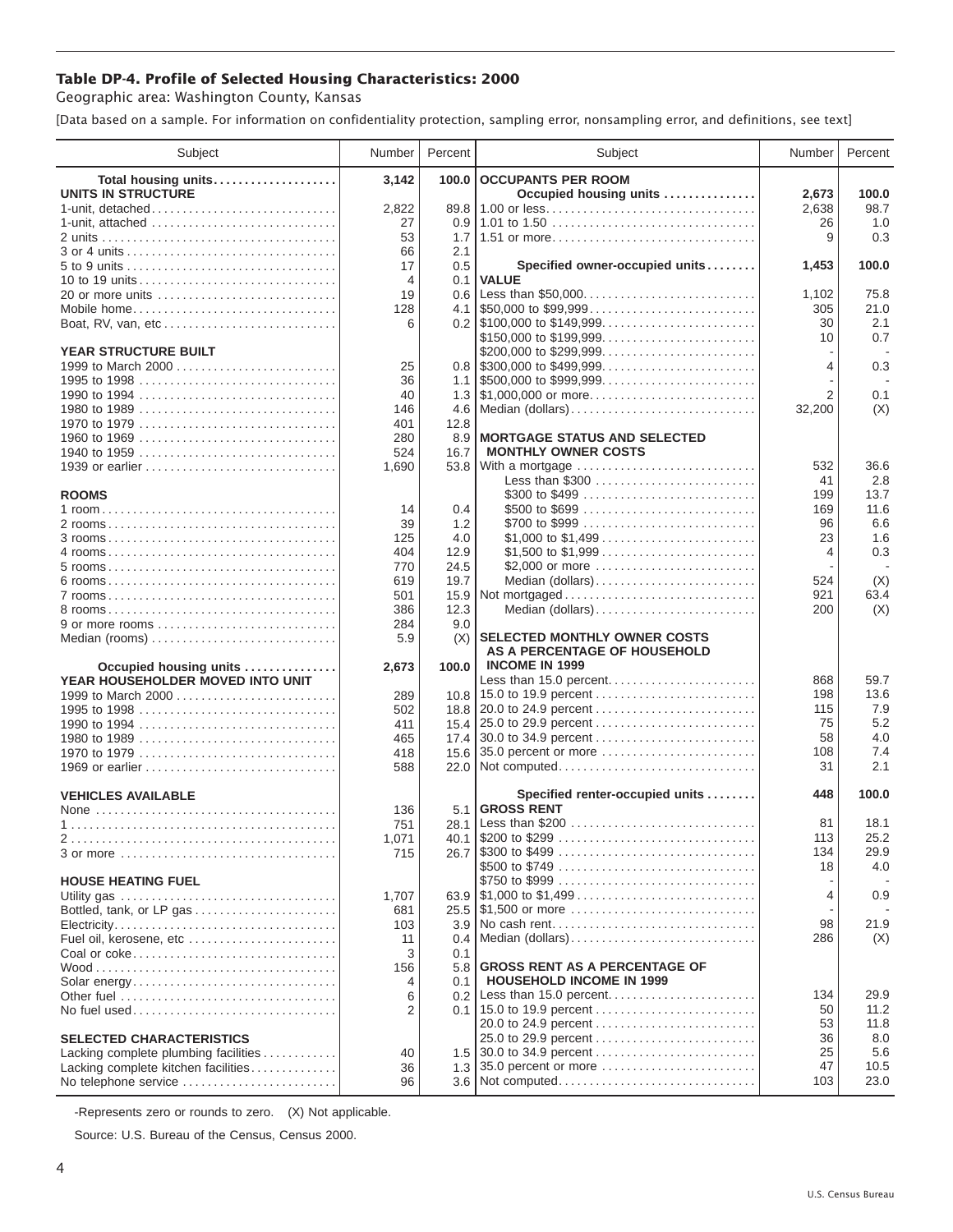## Table DP-4. Profile of Selected Housing Characteristics: 2000

Geographic area: Washington County, Kansas

[Data based on a sample. For information on confidentiality protection, sampling error, nonsampling error, and definitions, see text]

| Subject | Number | Percent | Subject | Number | Percent |
|---|---|---|---|---|---|
| **Total housing units** | **3,142** | **100.0** | **OCCUPANTS PER ROOM** | | |
| **UNITS IN STRUCTURE** | | | **Occupied housing units** | **2,673** | **100.0** |
| 1-unit, detached | 2,822 | 89.8 | 1.00 or less | 2,638 | 98.7 |
| 1-unit, attached | 27 | 0.9 | 1.01 to 1.50 | 26 | 1.0 |
| 2 units | 53 | 1.7 | 1.51 or more | 9 | 0.3 |
| 3 or 4 units | 66 | 2.1 | | | |
| 5 to 9 units | 17 | 0.5 | **Specified owner-occupied units** | **1,453** | **100.0** |
| 10 to 19 units | 4 | 0.1 | **VALUE** | | |
| 20 or more units | 19 | 0.6 | Less than $50,000 | 1,102 | 75.8 |
| Mobile home | 128 | 4.1 | $50,000 to $99,999 | 305 | 21.0 |
| Boat, RV, van, etc | 6 | 0.2 | $100,000 to $149,999 | 30 | 2.1 |
| | | | $150,000 to $199,999 | 10 | 0.7 |
| **YEAR STRUCTURE BUILT** | | | $200,000 to $299,999 | - | - |
| 1999 to March 2000 | 25 | 0.8 | $300,000 to $499,999 | 4 | 0.3 |
| 1995 to 1998 | 36 | 1.1 | $500,000 to $999,999 | - | - |
| 1990 to 1994 | 40 | 1.3 | $1,000,000 or more | 2 | 0.1 |
| 1980 to 1989 | 146 | 4.6 | Median (dollars) | 32,200 | (X) |
| 1970 to 1979 | 401 | 12.8 | | | |
| 1960 to 1969 | 280 | 8.9 | **MORTGAGE STATUS AND SELECTED MONTHLY OWNER COSTS** | | |
| 1940 to 1959 | 524 | 16.7 | | | |
| 1939 or earlier | 1,690 | 53.8 | With a mortgage | 532 | 36.6 |
| | | | Less than $300 | 41 | 2.8 |
| **ROOMS** | | | $300 to $499 | 199 | 13.7 |
| 1 room | 14 | 0.4 | $500 to $699 | 169 | 11.6 |
| 2 rooms | 39 | 1.2 | $700 to $999 | 96 | 6.6 |
| 3 rooms | 125 | 4.0 | $1,000 to $1,499 | 23 | 1.6 |
| 4 rooms | 404 | 12.9 | $1,500 to $1,999 | 4 | 0.3 |
| 5 rooms | 770 | 24.5 | $2,000 or more | - | - |
| 6 rooms | 619 | 19.7 | Median (dollars) | 524 | (X) |
| 7 rooms | 501 | 15.9 | Not mortgaged | 921 | 63.4 |
| 8 rooms | 386 | 12.3 | Median (dollars) | 200 | (X) |
| 9 or more rooms | 284 | 9.0 | | | |
| Median (rooms) | 5.9 | (X) | **SELECTED MONTHLY OWNER COSTS AS A PERCENTAGE OF HOUSEHOLD INCOME IN 1999** | | |
| **Occupied housing units** | **2,673** | **100.0** | | | |
| **YEAR HOUSEHOLDER MOVED INTO UNIT** | | | Less than 15.0 percent | 868 | 59.7 |
| 1999 to March 2000 | 289 | 10.8 | 15.0 to 19.9 percent | 198 | 13.6 |
| 1995 to 1998 | 502 | 18.8 | 20.0 to 24.9 percent | 115 | 7.9 |
| 1990 to 1994 | 411 | 15.4 | 25.0 to 29.9 percent | 75 | 5.2 |
| 1980 to 1989 | 465 | 17.4 | 30.0 to 34.9 percent | 58 | 4.0 |
| 1970 to 1979 | 418 | 15.6 | 35.0 percent or more | 108 | 7.4 |
| 1969 or earlier | 588 | 22.0 | Not computed | 31 | 2.1 |
| | | | | | |
| **VEHICLES AVAILABLE** | | | **Specified renter-occupied units** | **448** | **100.0** |
| None | 136 | 5.1 | **GROSS RENT** | | |
| 1 | 751 | 28.1 | Less than $200 | 81 | 18.1 |
| 2 | 1,071 | 40.1 | $200 to $299 | 113 | 25.2 |
| 3 or more | 715 | 26.7 | $300 to $499 | 134 | 29.9 |
| | | | $500 to $749 | 18 | 4.0 |
| **HOUSE HEATING FUEL** | | | $750 to $999 | - | - |
| Utility gas | 1,707 | 63.9 | $1,000 to $1,499 | 4 | 0.9 |
| Bottled, tank, or LP gas | 681 | 25.5 | $1,500 or more | - | - |
| Electricity | 103 | 3.9 | No cash rent | 98 | 21.9 |
| Fuel oil, kerosene, etc | 11 | 0.4 | Median (dollars) | 286 | (X) |
| Coal or coke | 3 | 0.1 | | | |
| Wood | 156 | 5.8 | **GROSS RENT AS A PERCENTAGE OF HOUSEHOLD INCOME IN 1999** | | |
| Solar energy | 4 | 0.1 | | | |
| Other fuel | 6 | 0.2 | Less than 15.0 percent | 134 | 29.9 |
| No fuel used | 2 | 0.1 | 15.0 to 19.9 percent | 50 | 11.2 |
| | | | 20.0 to 24.9 percent | 53 | 11.8 |
| **SELECTED CHARACTERISTICS** | | | 25.0 to 29.9 percent | 36 | 8.0 |
| Lacking complete plumbing facilities | 40 | 1.5 | 30.0 to 34.9 percent | 25 | 5.6 |
| Lacking complete kitchen facilities | 36 | 1.3 | 35.0 percent or more | 47 | 10.5 |
| No telephone service | 96 | 3.6 | Not computed | 103 | 23.0 |

-Represents zero or rounds to zero. (X) Not applicable.

Source: U.S. Bureau of the Census, Census 2000.